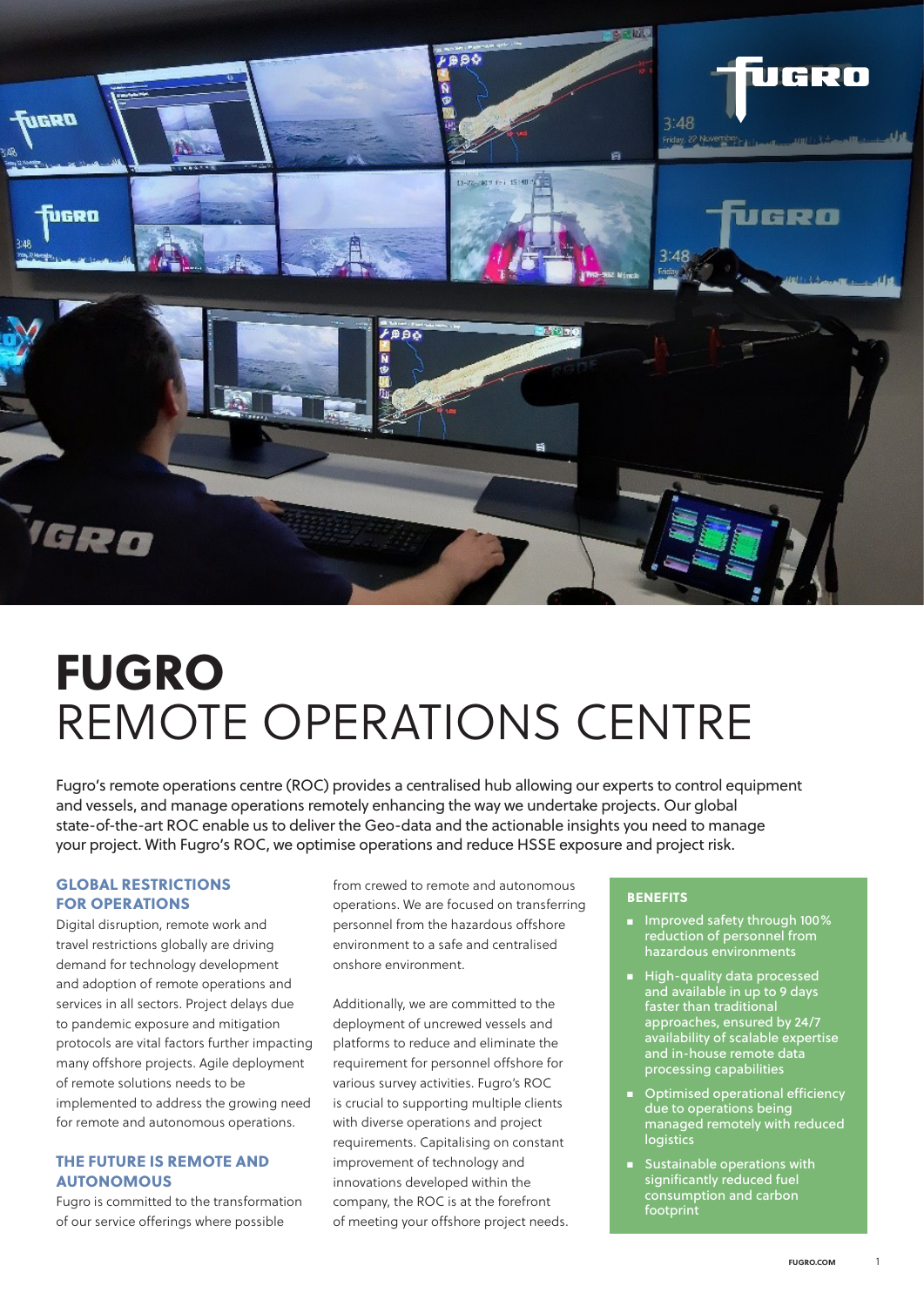# FUGRO
## REMOTE OPERATIONS CENTRE

Fugro's remote operations centre (ROC) provides a centralised hub allowing our experts to control equipment and vessels, and manage operations remotely enhancing the way we undertake projects. Our global state-of-the-art ROC enable us to deliver the Geo-data and the actionable insights you need to manage your project. With Fugro's ROC, we optimise operations and reduce HSSE exposure and project risk.

### GLOBAL RESTRICTIONS FOR OPERATIONS

Digital disruption, remote work and travel restrictions globally are driving demand for technology development and adoption of remote operations and services in all sectors. Project delays due to pandemic exposure and mitigation protocols are vital factors further impacting many offshore projects. Agile deployment of remote solutions needs to be implemented to address the growing need for remote and autonomous operations.

### THE FUTURE IS REMOTE AND AUTONOMOUS

Fugro is committed to the transformation of our service offerings where possible from crewed to remote and autonomous operations. We are focused on transferring personnel from the hazardous offshore environment to a safe and centralised onshore environment.

Additionally, we are committed to the deployment of uncrewed vessels and platforms to reduce and eliminate the requirement for personnel offshore for various survey activities. Fugro's ROC is crucial to supporting multiple clients with diverse operations and project requirements. Capitalising on constant improvement of technology and innovations developed within the company, the ROC is at the forefront of meeting your offshore project needs.

### BENEFITS

- Improved safety through 100% reduction of personnel from hazardous environments
- High-quality data processed and available in up to 9 days faster than traditional approaches, ensured by 24/7 availability of scalable expertise and in-house remote data processing capabilities
- Optimised operational efficiency due to operations being managed remotely with reduced logistics
- Sustainable operations with significantly reduced fuel consumption and carbon footprint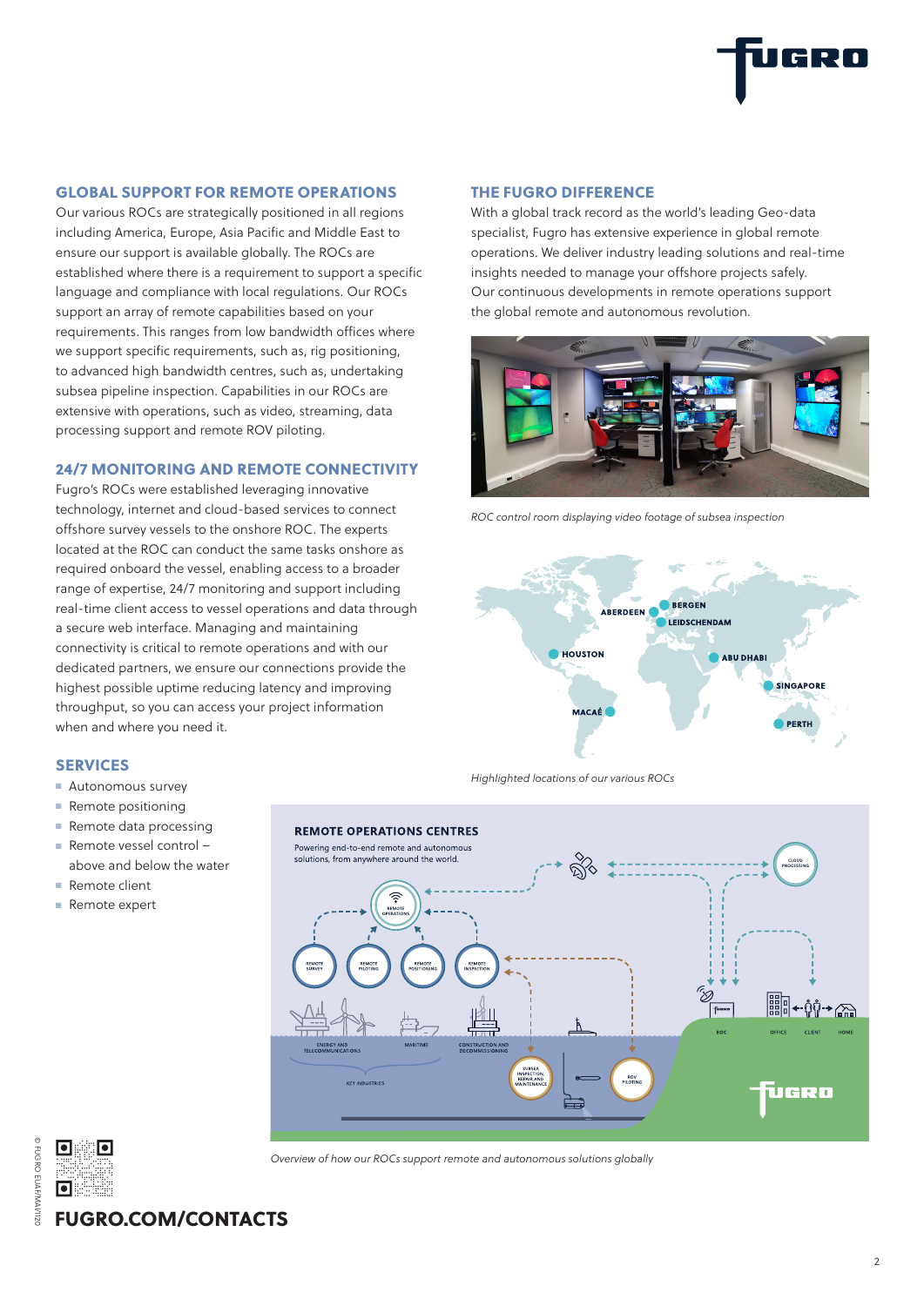## GLOBAL SUPPORT FOR REMOTE OPERATIONS

Our various ROCs are strategically positioned in all regions including America, Europe, Asia Pacific and Middle East to ensure our support is available globally. The ROCs are established where there is a requirement to support a specific language and compliance with local regulations. Our ROCs support an array of remote capabilities based on your requirements. This ranges from low bandwidth offices where we support specific requirements, such as, rig positioning, to advanced high bandwidth centres, such as, undertaking subsea pipeline inspection. Capabilities in our ROCs are extensive with operations, such as video, streaming, data processing support and remote ROV piloting.

## 24/7 MONITORING AND REMOTE CONNECTIVITY

Fugro's ROCs were established leveraging innovative technology, internet and cloud-based services to connect offshore survey vessels to the onshore ROC. The experts located at the ROC can conduct the same tasks onshore as required onboard the vessel, enabling access to a broader range of expertise, 24/7 monitoring and support including real-time client access to vessel operations and data through a secure web interface. Managing and maintaining connectivity is critical to remote operations and with our dedicated partners, we ensure our connections provide the highest possible uptime reducing latency and improving throughput, so you can access your project information when and where you need it.

## SERVICES

- Autonomous survey
- Remote positioning
- Remote data processing
- Remote vessel control – above and below the water
- Remote client
- Remote expert

## THE FUGRO DIFFERENCE

With a global track record as the world's leading Geo-data specialist, Fugro has extensive experience in global remote operations. We deliver industry leading solutions and real-time insights needed to manage your offshore projects safely. Our continuous developments in remote operations support the global remote and autonomous revolution.

*ROC control room displaying video footage of subsea inspection*

ABERDEEN
BERGEN
LEIDSCHENDAM
HOUSTON
ABU DHABI
SINGAPORE
MACAÉ
PERTH

*Highlighted locations of our various ROCs*

REMOTE OPERATIONS CENTRES

Powering end-to-end remote and autonomous solutions, from anywhere around the world.

REMOTE OPERATIONS
CLOUD PROCESSING
REMOTE SURVEY
REMOTE PILOTING
REMOTE POSITIONING
REMOTE INSPECTION
ENERGY AND TELECOMMUNICATIONS
MARITIME
CONSTRUCTION AND DECOMMISSIONING
KEY INDUSTRIES
SUBSEA INSPECTION, REPAIR AND MAINTENANCE
ROV PILOTING
ROC
OFFICE
CLIENT
HOME

*Overview of how our ROCs support remote and autonomous solutions globally*

© FUGRO EUAFMAI/1120

**FUGRO.COM/CONTACTS**